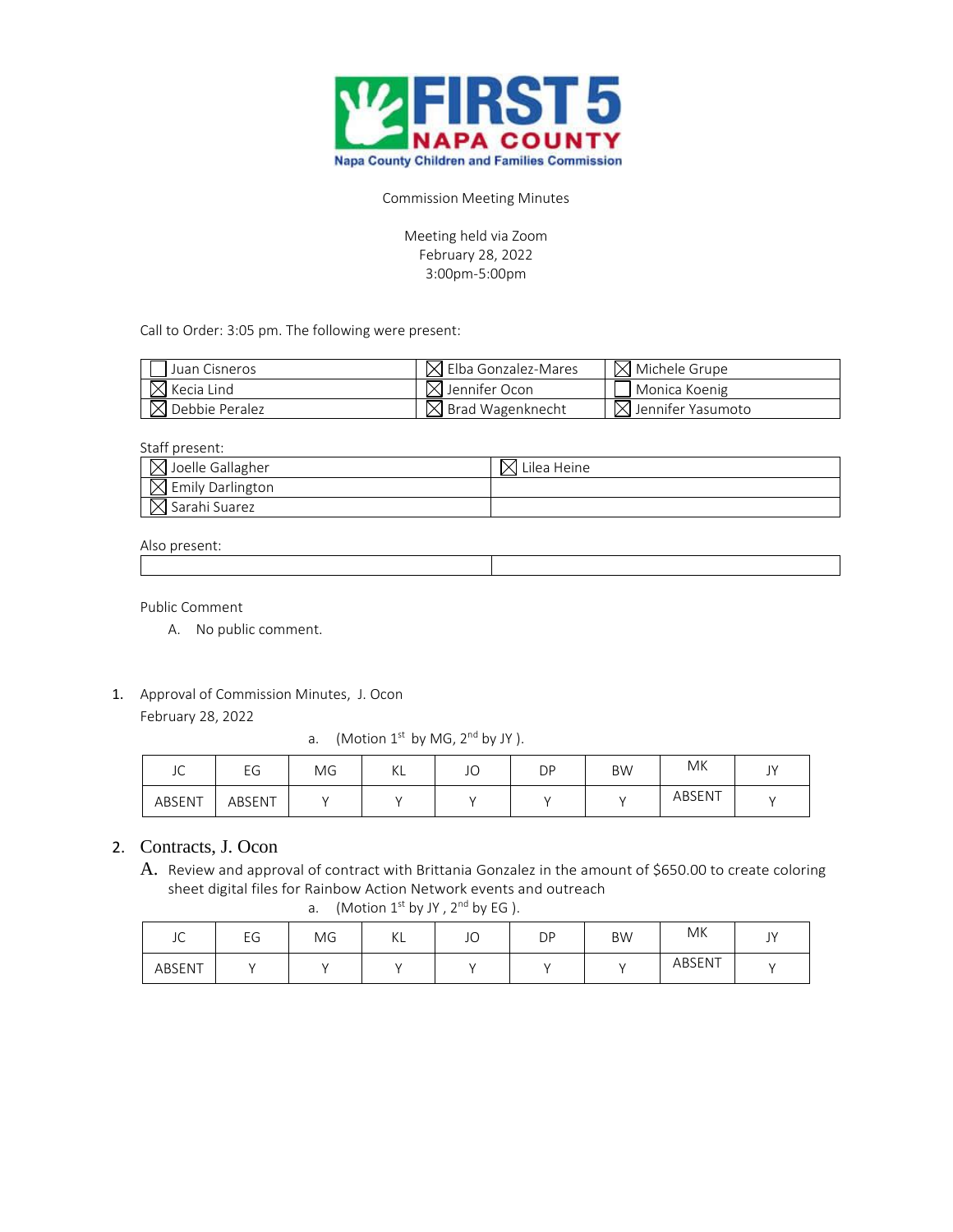FIRST 5 NAPA COUNTY
Napa County Children and Families Commission

Commission Meeting Minutes

Meeting held via Zoom
February 28, 2022
3:00pm-5:00pm

Call to Order: 3:05 pm. The following were present:

| | | |
|---|---|---|
| ☐ Juan Cisneros | ☒ Elba Gonzalez-Mares | ☒ Michele Grupe |
| ☒ Kecia Lind | ☒ Jennifer Ocon | ☐ Monica Koenig |
| ☒ Debbie Peralez | ☒ Brad Wagenknecht | ☒ Jennifer Yasumoto |

Staff present:

| | |
|---|---|
| ☒ Joelle Gallagher | ☒ Lilea Heine |
| ☒ Emily Darlington | |
| ☒ Sarahi Suarez | |

Also present:

| | |
|---|---|
| | |

Public Comment

A. No public comment.

1. Approval of Commission Minutes, J. Ocon
   February 28, 2022
   a. (Motion 1st by MG, 2nd by JY ).

| JC | EG | MG | KL | JO | DP | BW | MK | JY |
|---|---|---|---|---|---|---|---|---|
| ABSENT | ABSENT | Y | Y | Y | Y | Y | ABSENT | Y |

2. Contracts, J. Ocon
   A. Review and approval of contract with Brittania Gonzalez in the amount of $650.00 to create coloring sheet digital files for Rainbow Action Network events and outreach
   a. (Motion 1st by JY , 2nd by EG ).

| JC | EG | MG | KL | JO | DP | BW | MK | JY |
|---|---|---|---|---|---|---|---|---|
| ABSENT | Y | Y | Y | Y | Y | Y | ABSENT | Y |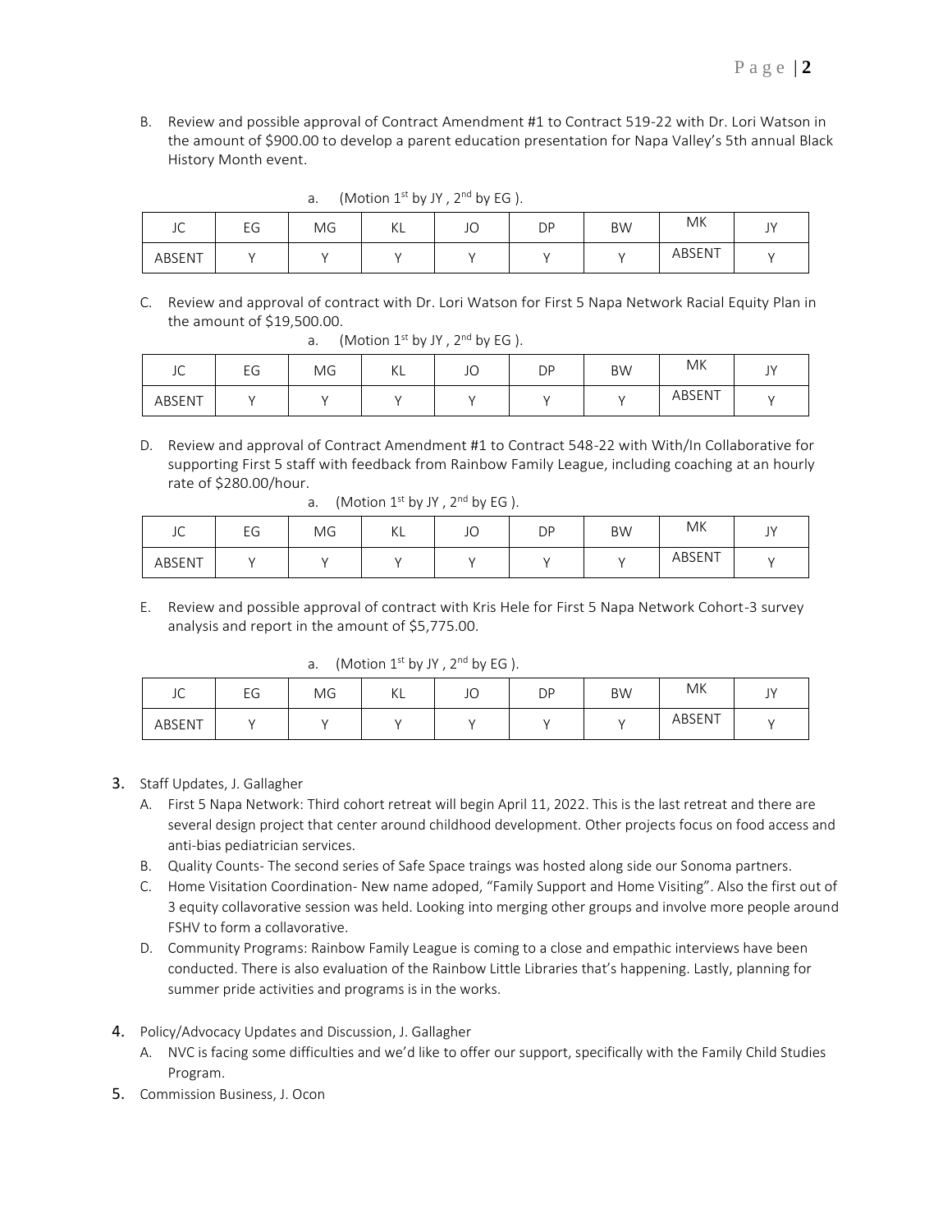B. Review and possible approval of Contract Amendment #1 to Contract 519-22 with Dr. Lori Watson in the amount of $900.00 to develop a parent education presentation for Napa Valley's 5th annual Black History Month event.

a. (Motion 1st by JY , 2nd by EG ).

| JC | EG | MG | KL | JO | DP | BW | MK | JY |
|---|---|---|---|---|---|---|---|---|
| ABSENT | Y | Y | Y | Y | Y | Y | ABSENT | Y |

C. Review and approval of contract with Dr. Lori Watson for First 5 Napa Network Racial Equity Plan in the amount of $19,500.00.

a. (Motion 1st by JY , 2nd by EG ).

| JC | EG | MG | KL | JO | DP | BW | MK | JY |
|---|---|---|---|---|---|---|---|---|
| ABSENT | Y | Y | Y | Y | Y | Y | ABSENT | Y |

D. Review and approval of Contract Amendment #1 to Contract 548-22 with With/In Collaborative for supporting First 5 staff with feedback from Rainbow Family League, including coaching at an hourly rate of $280.00/hour.

a. (Motion 1st by JY , 2nd by EG ).

| JC | EG | MG | KL | JO | DP | BW | MK | JY |
|---|---|---|---|---|---|---|---|---|
| ABSENT | Y | Y | Y | Y | Y | Y | ABSENT | Y |

E. Review and possible approval of contract with Kris Hele for First 5 Napa Network Cohort-3 survey analysis and report in the amount of $5,775.00.

a. (Motion 1st by JY , 2nd by EG ).

| JC | EG | MG | KL | JO | DP | BW | MK | JY |
|---|---|---|---|---|---|---|---|---|
| ABSENT | Y | Y | Y | Y | Y | Y | ABSENT | Y |

3. Staff Updates, J. Gallagher
   A. First 5 Napa Network: Third cohort retreat will begin April 11, 2022. This is the last retreat and there are several design project that center around childhood development. Other projects focus on food access and anti-bias pediatrician services.
   B. Quality Counts- The second series of Safe Space traings was hosted along side our Sonoma partners.
   C. Home Visitation Coordination- New name adoped, "Family Support and Home Visiting". Also the first out of 3 equity collavorative session was held. Looking into merging other groups and involve more people around FSHV to form a collavorative.
   D. Community Programs: Rainbow Family League is coming to a close and empathic interviews have been conducted. There is also evaluation of the Rainbow Little Libraries that's happening. Lastly, planning for summer pride activities and programs is in the works.

4. Policy/Advocacy Updates and Discussion, J. Gallagher
   A. NVC is facing some difficulties and we'd like to offer our support, specifically with the Family Child Studies Program.

5. Commission Business, J. Ocon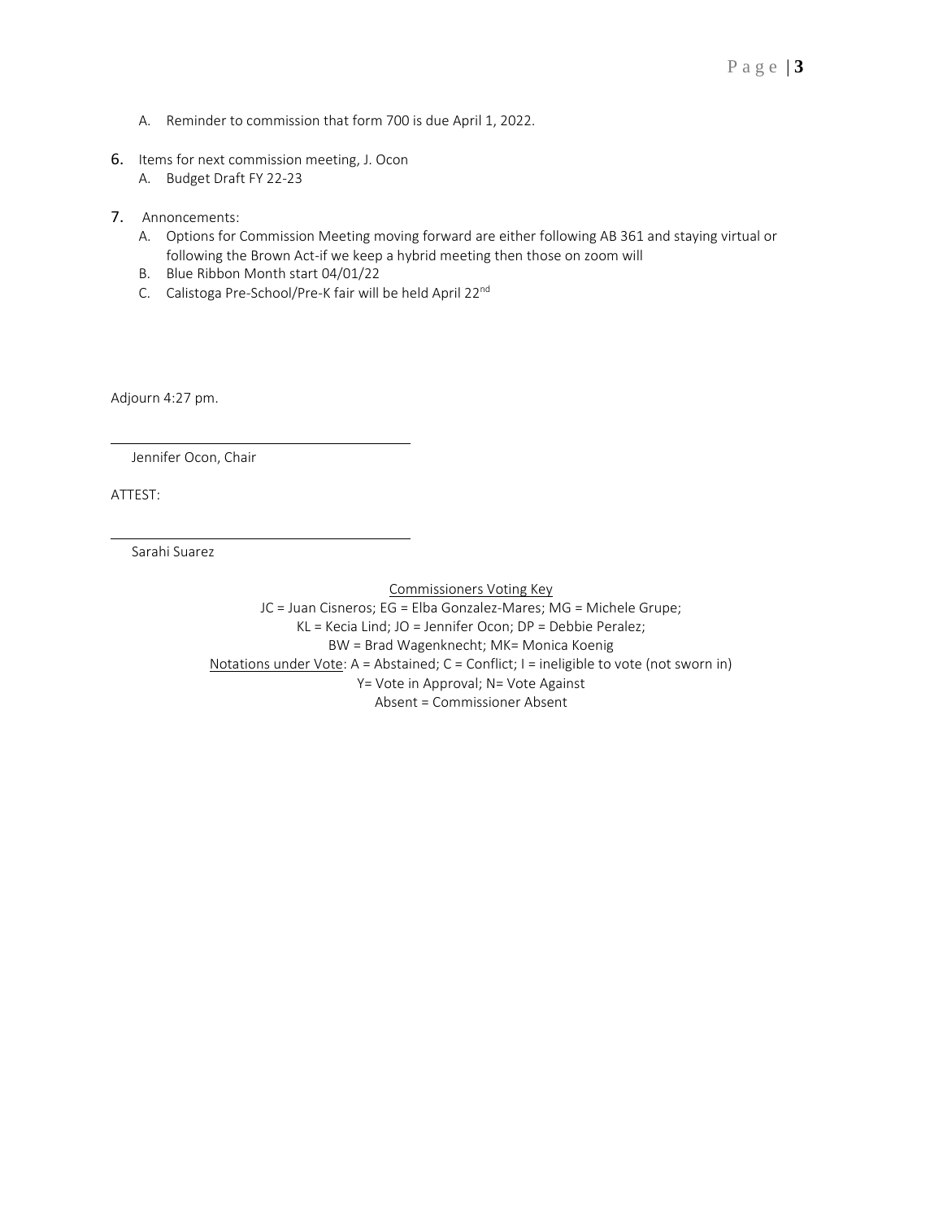A. Reminder to commission that form 700 is due April 1, 2022.

6. Items for next commission meeting, J. Ocon
   A. Budget Draft FY 22-23

7. Annoncements:
   A. Options for Commission Meeting moving forward are either following AB 361 and staying virtual or following the Brown Act-if we keep a hybrid meeting then those on zoom will
   B. Blue Ribbon Month start 04/01/22
   C. Calistoga Pre-School/Pre-K fair will be held April 22nd

Adjourn 4:27 pm.

\_\_\_\_\_\_\_\_\_\_\_\_\_\_\_\_\_\_\_\_\_\_\_\_\_\_\_\_\_\_\_\_\_\_\_\_

Jennifer Ocon, Chair

ATTEST:

\_\_\_\_\_\_\_\_\_\_\_\_\_\_\_\_\_\_\_\_\_\_\_\_\_\_\_\_\_\_\_\_\_\_\_\_

Sarahi Suarez

<u>Commissioners Voting Key</u>

JC = Juan Cisneros; EG = Elba Gonzalez-Mares; MG = Michele Grupe;
KL = Kecia Lind; JO = Jennifer Ocon; DP = Debbie Peralez;
BW = Brad Wagenknecht; MK= Monica Koenig

<u>Notations under Vote</u>: A = Abstained; C = Conflict; I = ineligible to vote (not sworn in)
Y= Vote in Approval; N= Vote Against
Absent = Commissioner Absent